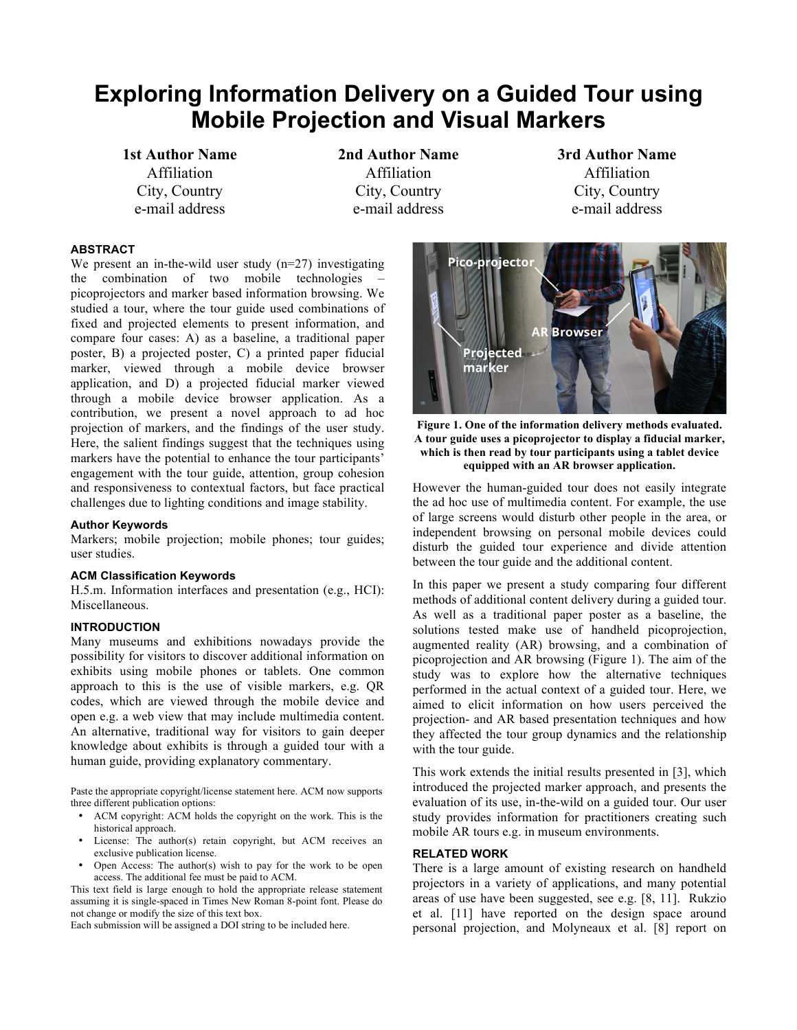# Exploring Information Delivery on a Guided Tour using Mobile Projection and Visual Markers

**1st Author Name**
Affiliation
City, Country
e-mail address

**2nd Author Name**
Affiliation
City, Country
e-mail address

**3rd Author Name**
Affiliation
City, Country
e-mail address

## ABSTRACT

We present an in-the-wild user study (n=27) investigating the combination of two mobile technologies – picoprojectors and marker based information browsing. We studied a tour, where the tour guide used combinations of fixed and projected elements to present information, and compare four cases: A) as a baseline, a traditional paper poster, B) a projected poster, C) a printed paper fiducial marker, viewed through a mobile device browser application, and D) a projected fiducial marker viewed through a mobile device browser application. As a contribution, we present a novel approach to ad hoc projection of markers, and the findings of the user study. Here, the salient findings suggest that the techniques using markers have the potential to enhance the tour participants' engagement with the tour guide, attention, group cohesion and responsiveness to contextual factors, but face practical challenges due to lighting conditions and image stability.

### Author Keywords

Markers; mobile projection; mobile phones; tour guides; user studies.

### ACM Classification Keywords

H.5.m. Information interfaces and presentation (e.g., HCI): Miscellaneous.

## INTRODUCTION

Many museums and exhibitions nowadays provide the possibility for visitors to discover additional information on exhibits using mobile phones or tablets. One common approach to this is the use of visible markers, e.g. QR codes, which are viewed through the mobile device and open e.g. a web view that may include multimedia content. An alternative, traditional way for visitors to gain deeper knowledge about exhibits is through a guided tour with a human guide, providing explanatory commentary.

Paste the appropriate copyright/license statement here. ACM now supports three different publication options:

- ACM copyright: ACM holds the copyright on the work. This is the historical approach.
- License: The author(s) retain copyright, but ACM receives an exclusive publication license.
- Open Access: The author(s) wish to pay for the work to be open access. The additional fee must be paid to ACM.

This text field is large enough to hold the appropriate release statement assuming it is single-spaced in Times New Roman 8-point font. Please do not change or modify the size of this text box.

Each submission will be assigned a DOI string to be included here.

**Figure 1. One of the information delivery methods evaluated. A tour guide uses a picoprojector to display a fiducial marker, which is then read by tour participants using a tablet device equipped with an AR browser application.**

However the human-guided tour does not easily integrate the ad hoc use of multimedia content. For example, the use of large screens would disturb other people in the area, or independent browsing on personal mobile devices could disturb the guided tour experience and divide attention between the tour guide and the additional content.

In this paper we present a study comparing four different methods of additional content delivery during a guided tour. As well as a traditional paper poster as a baseline, the solutions tested make use of handheld picoprojection, augmented reality (AR) browsing, and a combination of picoprojection and AR browsing (Figure 1). The aim of the study was to explore how the alternative techniques performed in the actual context of a guided tour. Here, we aimed to elicit information on how users perceived the projection- and AR based presentation techniques and how they affected the tour group dynamics and the relationship with the tour guide.

This work extends the initial results presented in [3], which introduced the projected marker approach, and presents the evaluation of its use, in-the-wild on a guided tour. Our user study provides information for practitioners creating such mobile AR tours e.g. in museum environments.

## RELATED WORK

There is a large amount of existing research on handheld projectors in a variety of applications, and many potential areas of use have been suggested, see e.g. [8, 11]. Rukzio et al. [11] have reported on the design space around personal projection, and Molyneaux et al. [8] report on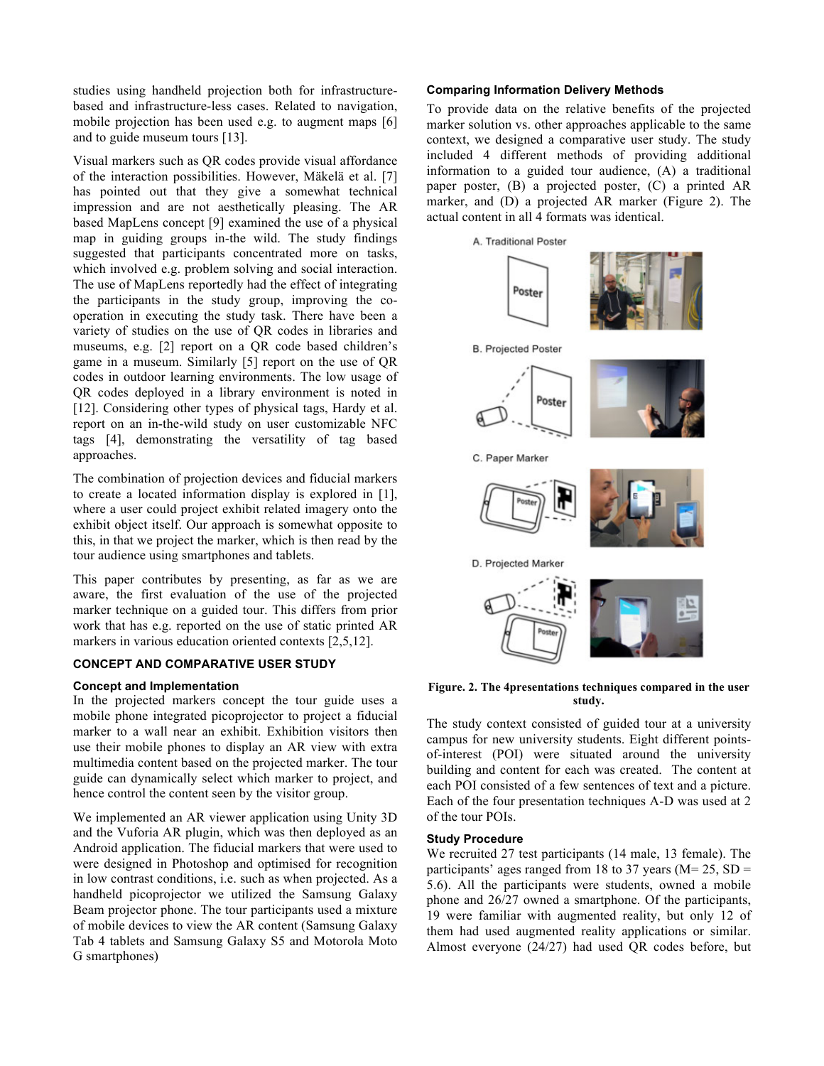studies using handheld projection both for infrastructure-based and infrastructure-less cases. Related to navigation, mobile projection has been used e.g. to augment maps [6] and to guide museum tours [13].

Visual markers such as QR codes provide visual affordance of the interaction possibilities. However, Mäkelä et al. [7] has pointed out that they give a somewhat technical impression and are not aesthetically pleasing. The AR based MapLens concept [9] examined the use of a physical map in guiding groups in-the wild. The study findings suggested that participants concentrated more on tasks, which involved e.g. problem solving and social interaction. The use of MapLens reportedly had the effect of integrating the participants in the study group, improving the co-operation in executing the study task. There have been a variety of studies on the use of QR codes in libraries and museums, e.g. [2] report on a QR code based children's game in a museum. Similarly [5] report on the use of QR codes in outdoor learning environments. The low usage of QR codes deployed in a library environment is noted in [12]. Considering other types of physical tags, Hardy et al. report on an in-the-wild study on user customizable NFC tags [4], demonstrating the versatility of tag based approaches.

The combination of projection devices and fiducial markers to create a located information display is explored in [1], where a user could project exhibit related imagery onto the exhibit object itself. Our approach is somewhat opposite to this, in that we project the marker, which is then read by the tour audience using smartphones and tablets.

This paper contributes by presenting, as far as we are aware, the first evaluation of the use of the projected marker technique on a guided tour. This differs from prior work that has e.g. reported on the use of static printed AR markers in various education oriented contexts [2,5,12].

## CONCEPT AND COMPARATIVE USER STUDY

### Concept and Implementation

In the projected markers concept the tour guide uses a mobile phone integrated picoprojector to project a fiducial marker to a wall near an exhibit. Exhibition visitors then use their mobile phones to display an AR view with extra multimedia content based on the projected marker. The tour guide can dynamically select which marker to project, and hence control the content seen by the visitor group.

We implemented an AR viewer application using Unity 3D and the Vuforia AR plugin, which was then deployed as an Android application. The fiducial markers that were used to were designed in Photoshop and optimised for recognition in low contrast conditions, i.e. such as when projected. As a handheld picoprojector we utilized the Samsung Galaxy Beam projector phone. The tour participants used a mixture of mobile devices to view the AR content (Samsung Galaxy Tab 4 tablets and Samsung Galaxy S5 and Motorola Moto G smartphones)

### Comparing Information Delivery Methods

To provide data on the relative benefits of the projected marker solution vs. other approaches applicable to the same context, we designed a comparative user study. The study included 4 different methods of providing additional information to a guided tour audience, (A) a traditional paper poster, (B) a projected poster, (C) a printed AR marker, and (D) a projected AR marker (Figure 2). The actual content in all 4 formats was identical.

A. Traditional Poster

B. Projected Poster

C. Paper Marker

D. Projected Marker

**Figure. 2. The 4presentations techniques compared in the user study.**

The study context consisted of guided tour at a university campus for new university students. Eight different points-of-interest (POI) were situated around the university building and content for each was created. The content at each POI consisted of a few sentences of text and a picture. Each of the four presentation techniques A-D was used at 2 of the tour POIs.

### Study Procedure

We recruited 27 test participants (14 male, 13 female). The participants' ages ranged from 18 to 37 years (M= 25, SD = 5.6). All the participants were students, owned a mobile phone and 26/27 owned a smartphone. Of the participants, 19 were familiar with augmented reality, but only 12 of them had used augmented reality applications or similar. Almost everyone (24/27) had used QR codes before, but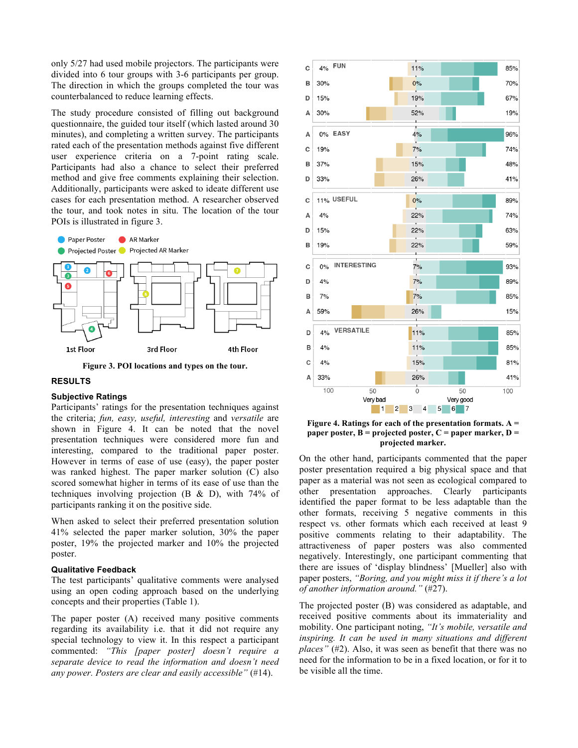only 5/27 had used mobile projectors. The participants were divided into 6 tour groups with 3-6 participants per group. The direction in which the groups completed the tour was counterbalanced to reduce learning effects.

The study procedure consisted of filling out background questionnaire, the guided tour itself (which lasted around 30 minutes), and completing a written survey. The participants rated each of the presentation methods against five different user experience criteria on a 7-point rating scale. Participants had also a chance to select their preferred method and give free comments explaining their selection. Additionally, participants were asked to ideate different use cases for each presentation method. A researcher observed the tour, and took notes in situ. The location of the tour POIs is illustrated in figure 3.

**Figure 3. POI locations and types on the tour.**

## RESULTS

### Subjective Ratings

Participants' ratings for the presentation techniques against the criteria; *fun, easy, useful, interesting* and *versatile* are shown in Figure 4. It can be noted that the novel presentation techniques were considered more fun and interesting, compared to the traditional paper poster. However in terms of ease of use (easy), the paper poster was ranked highest. The paper marker solution (C) also scored somewhat higher in terms of its ease of use than the techniques involving projection (B & D), with 74% of participants ranking it on the positive side.

When asked to select their preferred presentation solution 41% selected the paper marker solution, 30% the paper poster, 19% the projected marker and 10% the projected poster.

### Qualitative Feedback

The test participants' qualitative comments were analysed using an open coding approach based on the underlying concepts and their properties (Table 1).

The paper poster (A) received many positive comments regarding its availability i.e. that it did not require any special technology to view it. In this respect a participant commented: *"This [paper poster] doesn't require a separate device to read the information and doesn't need any power. Posters are clear and easily accessible"* (#14).

**Figure 4. Ratings for each of the presentation formats. A = paper poster, B = projected poster, C = paper marker, D = projected marker.**

On the other hand, participants commented that the paper poster presentation required a big physical space and that paper as a material was not seen as ecological compared to other presentation approaches. Clearly participants identified the paper format to be less adaptable than the other formats, receiving 5 negative comments in this respect vs. other formats which each received at least 9 positive comments relating to their adaptability. The attractiveness of paper posters was also commented negatively. Interestingly, one participant commenting that there are issues of 'display blindness' [Mueller] also with paper posters, *"Boring, and you might miss it if there's a lot of another information around."* (#27).

The projected poster (B) was considered as adaptable, and received positive comments about its immateriality and mobility. One participant noting, *"It's mobile, versatile and inspiring. It can be used in many situations and different places"* (#2). Also, it was seen as benefit that there was no need for the information to be in a fixed location, or for it to be visible all the time.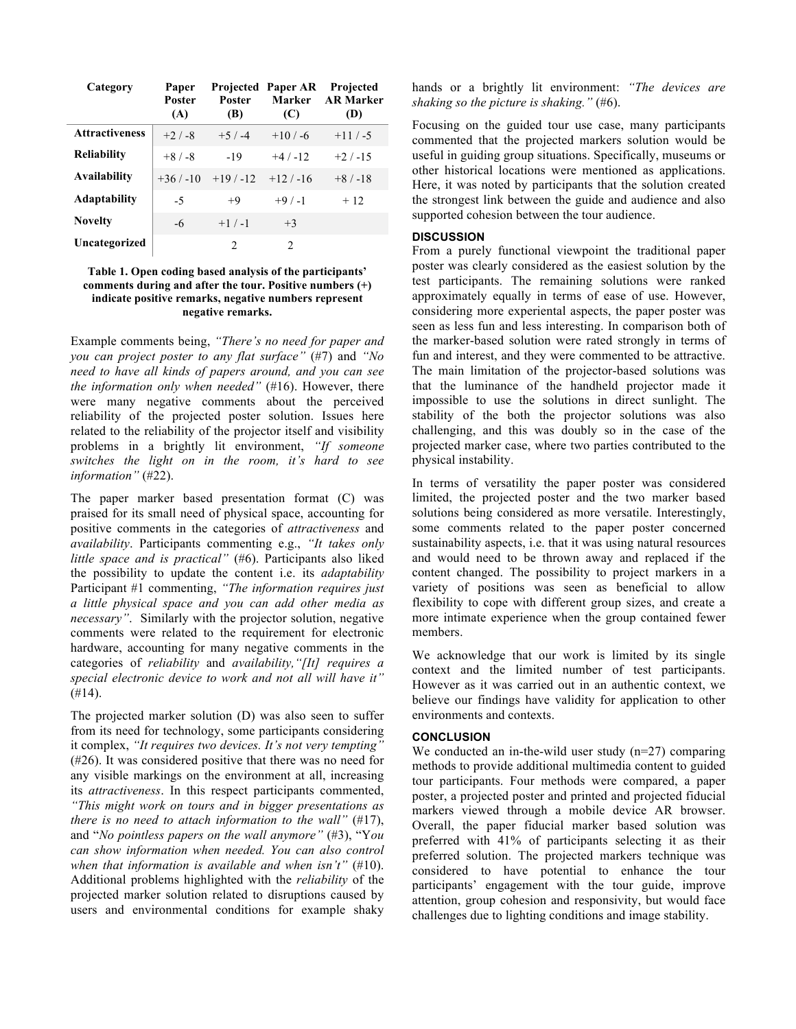| Category | Paper Poster (A) | Projected Poster (B) | Paper AR Marker (C) | Projected AR Marker (D) |
|---|---|---|---|---|
| **Attractiveness** | +2 / -8 | +5 / -4 | +10 / -6 | +11 / -5 |
| **Reliability** | +8 / -8 | -19 | +4 / -12 | +2 / -15 |
| **Availability** | +36 / -10 | +19 / -12 | +12 / -16 | +8 / -18 |
| **Adaptability** | -5 | +9 | +9 / -1 | + 12 |
| **Novelty** | -6 | +1 / -1 | +3 | |
| **Uncategorized** | | 2 | 2 | |

**Table 1. Open coding based analysis of the participants' comments during and after the tour. Positive numbers (+) indicate positive remarks, negative numbers represent negative remarks.**

Example comments being, *"There's no need for paper and you can project poster to any flat surface"* (#7) and *"No need to have all kinds of papers around, and you can see the information only when needed"* (#16). However, there were many negative comments about the perceived reliability of the projected poster solution. Issues here related to the reliability of the projector itself and visibility problems in a brightly lit environment, *"If someone switches the light on in the room, it's hard to see information"* (#22).

The paper marker based presentation format (C) was praised for its small need of physical space, accounting for positive comments in the categories of *attractiveness* and *availability*. Participants commenting e.g., *"It takes only little space and is practical"* (#6). Participants also liked the possibility to update the content i.e. its *adaptability* Participant #1 commenting, *"The information requires just a little physical space and you can add other media as necessary"*. Similarly with the projector solution, negative comments were related to the requirement for electronic hardware, accounting for many negative comments in the categories of *reliability* and *availability,"[It] requires a special electronic device to work and not all will have it"* (#14).

The projected marker solution (D) was also seen to suffer from its need for technology, some participants considering it complex, *"It requires two devices. It's not very tempting"* (#26). It was considered positive that there was no need for any visible markings on the environment at all, increasing its *attractiveness*. In this respect participants commented, *"This might work on tours and in bigger presentations as there is no need to attach information to the wall"* (#17), and "*No pointless papers on the wall anymore"* (#3), "*You can show information when needed. You can also control when that information is available and when isn't"* (#10). Additional problems highlighted with the *reliability* of the projected marker solution related to disruptions caused by users and environmental conditions for example shaky hands or a brightly lit environment: *"The devices are shaking so the picture is shaking."* (#6).

Focusing on the guided tour use case, many participants commented that the projected markers solution would be useful in guiding group situations. Specifically, museums or other historical locations were mentioned as applications. Here, it was noted by participants that the solution created the strongest link between the guide and audience and also supported cohesion between the tour audience.

## DISCUSSION

From a purely functional viewpoint the traditional paper poster was clearly considered as the easiest solution by the test participants. The remaining solutions were ranked approximately equally in terms of ease of use. However, considering more experiental aspects, the paper poster was seen as less fun and less interesting. In comparison both of the marker-based solution were rated strongly in terms of fun and interest, and they were commented to be attractive. The main limitation of the projector-based solutions was that the luminance of the handheld projector made it impossible to use the solutions in direct sunlight. The stability of the both the projector solutions was also challenging, and this was doubly so in the case of the projected marker case, where two parties contributed to the physical instability.

In terms of versatility the paper poster was considered limited, the projected poster and the two marker based solutions being considered as more versatile. Interestingly, some comments related to the paper poster concerned sustainability aspects, i.e. that it was using natural resources and would need to be thrown away and replaced if the content changed. The possibility to project markers in a variety of positions was seen as beneficial to allow flexibility to cope with different group sizes, and create a more intimate experience when the group contained fewer members.

We acknowledge that our work is limited by its single context and the limited number of test participants. However as it was carried out in an authentic context, we believe our findings have validity for application to other environments and contexts.

## CONCLUSION

We conducted an in-the-wild user study (n=27) comparing methods to provide additional multimedia content to guided tour participants. Four methods were compared, a paper poster, a projected poster and printed and projected fiducial markers viewed through a mobile device AR browser. Overall, the paper fiducial marker based solution was preferred with 41% of participants selecting it as their preferred solution. The projected markers technique was considered to have potential to enhance the tour participants' engagement with the tour guide, improve attention, group cohesion and responsivity, but would face challenges due to lighting conditions and image stability.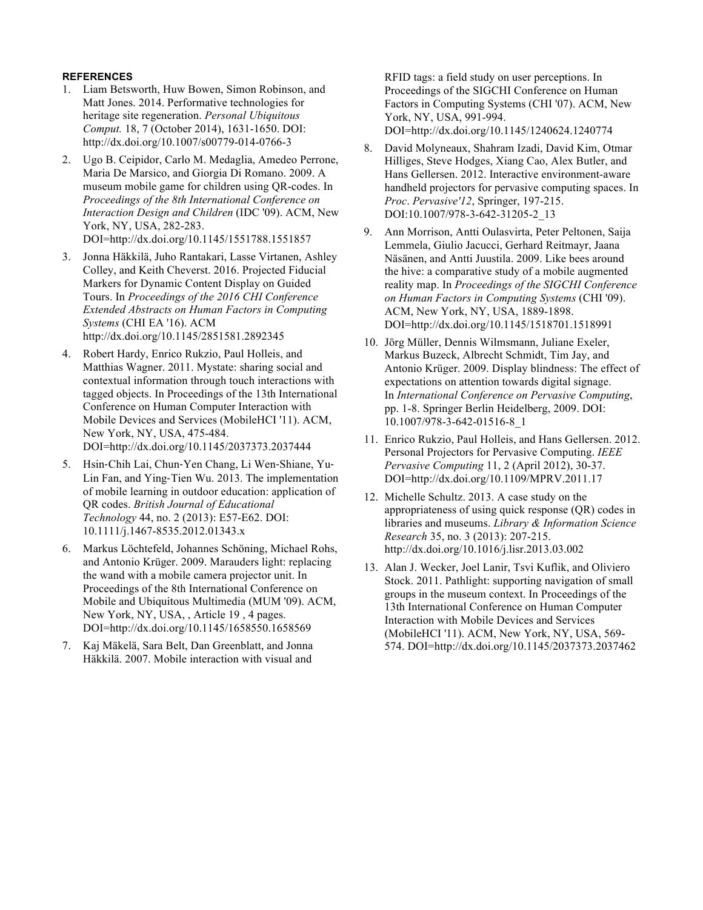## REFERENCES

1. Liam Betsworth, Huw Bowen, Simon Robinson, and Matt Jones. 2014. Performative technologies for heritage site regeneration. *Personal Ubiquitous Comput.* 18, 7 (October 2014), 1631-1650. DOI: http://dx.doi.org/10.1007/s00779-014-0766-3
2. Ugo B. Ceipidor, Carlo M. Medaglia, Amedeo Perrone, Maria De Marsico, and Giorgia Di Romano. 2009. A museum mobile game for children using QR-codes. In *Proceedings of the 8th International Conference on Interaction Design and Children* (IDC '09). ACM, New York, NY, USA, 282-283. DOI=http://dx.doi.org/10.1145/1551788.1551857
3. Jonna Häkkilä, Juho Rantakari, Lasse Virtanen, Ashley Colley, and Keith Cheverst. 2016. Projected Fiducial Markers for Dynamic Content Display on Guided Tours. In *Proceedings of the 2016 CHI Conference Extended Abstracts on Human Factors in Computing Systems* (CHI EA '16). ACM http://dx.doi.org/10.1145/2851581.2892345
4. Robert Hardy, Enrico Rukzio, Paul Holleis, and Matthias Wagner. 2011. Mystate: sharing social and contextual information through touch interactions with tagged objects. In Proceedings of the 13th International Conference on Human Computer Interaction with Mobile Devices and Services (MobileHCI '11). ACM, New York, NY, USA, 475-484. DOI=http://dx.doi.org/10.1145/2037373.2037444
5. Hsin-Chih Lai, Chun-Yen Chang, Li Wen-Shiane, Yu-Lin Fan, and Ying-Tien Wu. 2013. The implementation of mobile learning in outdoor education: application of QR codes. *British Journal of Educational Technology* 44, no. 2 (2013): E57-E62. DOI: 10.1111/j.1467-8535.2012.01343.x
6. Markus Löchtefeld, Johannes Schöning, Michael Rohs, and Antonio Krüger. 2009. Marauders light: replacing the wand with a mobile camera projector unit. In Proceedings of the 8th International Conference on Mobile and Ubiquitous Multimedia (MUM '09). ACM, New York, NY, USA, , Article 19 , 4 pages. DOI=http://dx.doi.org/10.1145/1658550.1658569
7. Kaj Mäkelä, Sara Belt, Dan Greenblatt, and Jonna Häkkilä. 2007. Mobile interaction with visual and RFID tags: a field study on user perceptions. In Proceedings of the SIGCHI Conference on Human Factors in Computing Systems (CHI '07). ACM, New York, NY, USA, 991-994. DOI=http://dx.doi.org/10.1145/1240624.1240774
8. David Molyneaux, Shahram Izadi, David Kim, Otmar Hilliges, Steve Hodges, Xiang Cao, Alex Butler, and Hans Gellersen. 2012. Interactive environment-aware handheld projectors for pervasive computing spaces. In *Proc. Pervasive'12*, Springer, 197-215. DOI:10.1007/978-3-642-31205-2_13
9. Ann Morrison, Antti Oulasvirta, Peter Peltonen, Saija Lemmela, Giulio Jacucci, Gerhard Reitmayr, Jaana Näsänen, and Antti Juustila. 2009. Like bees around the hive: a comparative study of a mobile augmented reality map. In *Proceedings of the SIGCHI Conference on Human Factors in Computing Systems* (CHI '09). ACM, New York, NY, USA, 1889-1898. DOI=http://dx.doi.org/10.1145/1518701.1518991
10. Jörg Müller, Dennis Wilmsmann, Juliane Exeler, Markus Buzeck, Albrecht Schmidt, Tim Jay, and Antonio Krüger. 2009. Display blindness: The effect of expectations on attention towards digital signage. In *International Conference on Pervasive Computing*, pp. 1-8. Springer Berlin Heidelberg, 2009. DOI: 10.1007/978-3-642-01516-8_1
11. Enrico Rukzio, Paul Holleis, and Hans Gellersen. 2012. Personal Projectors for Pervasive Computing. *IEEE Pervasive Computing* 11, 2 (April 2012), 30-37. DOI=http://dx.doi.org/10.1109/MPRV.2011.17
12. Michelle Schultz. 2013. A case study on the appropriateness of using quick response (QR) codes in libraries and museums. *Library & Information Science Research* 35, no. 3 (2013): 207-215. http://dx.doi.org/10.1016/j.lisr.2013.03.002
13. Alan J. Wecker, Joel Lanir, Tsvi Kuflik, and Oliviero Stock. 2011. Pathlight: supporting navigation of small groups in the museum context. In Proceedings of the 13th International Conference on Human Computer Interaction with Mobile Devices and Services (MobileHCI '11). ACM, New York, NY, USA, 569-574. DOI=http://dx.doi.org/10.1145/2037373.2037462